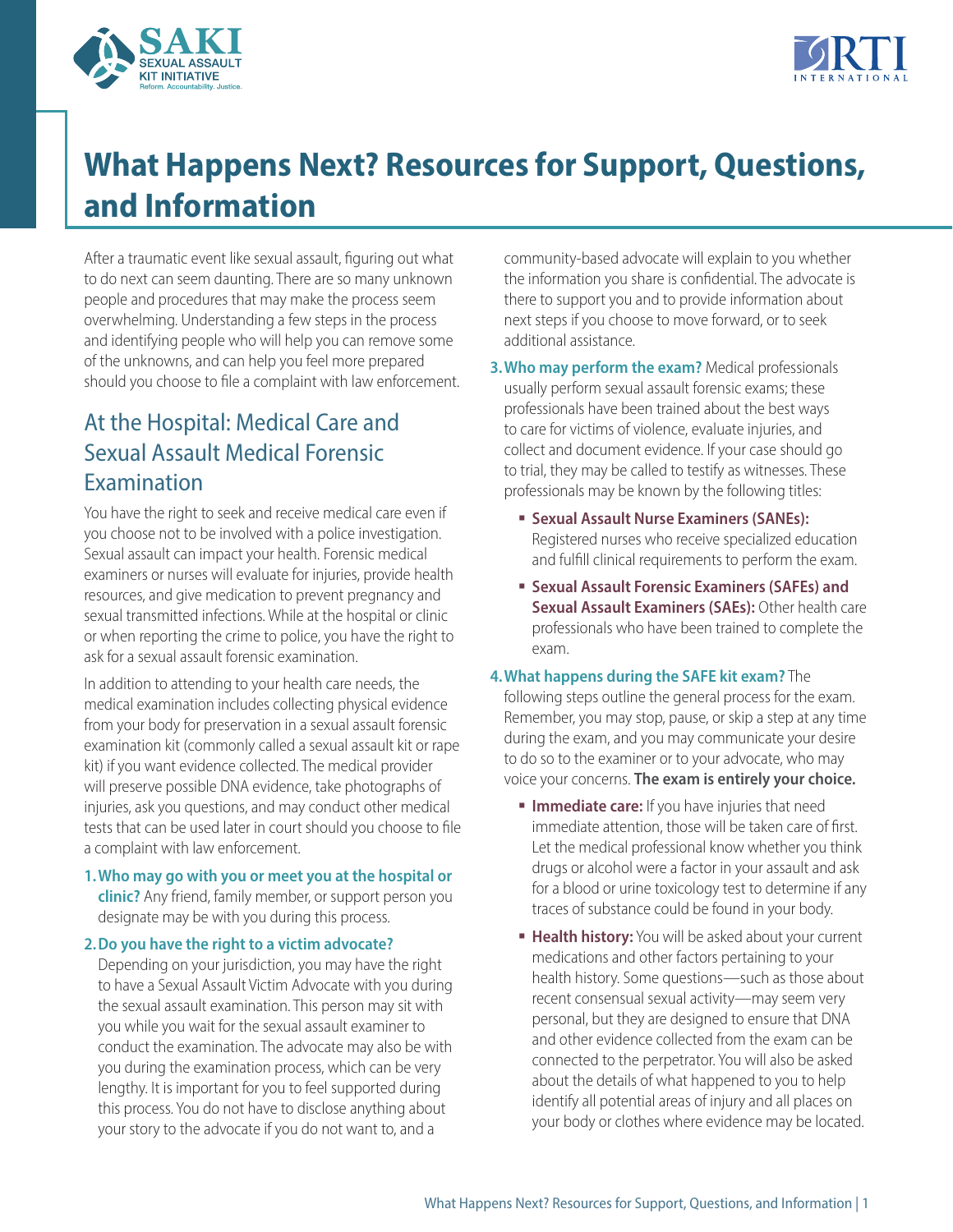# What Happens Next? Resources for Support, Questions, and Information

After a traumatic event like sexual assault, figuring out what to do next can seem daunting. There are so many unknown people and procedures that may make the process seem overwhelming. Understanding a few steps in the process and identifying people who will help you can remove some of the unknowns, and can help you feel more prepared should you choose to file a complaint with law enforcement.

## At the Hospital: Medical Care and Sexual Assault Medical Forensic Examination

You have the right to seek and receive medical care even if you choose not to be involved with a police investigation. Sexual assault can impact your health. Forensic medical examiners or nurses will evaluate for injuries, provide health resources, and give medication to prevent pregnancy and sexual transmitted infections. While at the hospital or clinic or when reporting the crime to police, you have the right to ask for a sexual assault forensic examination.

In addition to attending to your health care needs, the medical examination includes collecting physical evidence from your body for preservation in a sexual assault forensic examination kit (commonly called a sexual assault kit or rape kit) if you want evidence collected. The medical provider will preserve possible DNA evidence, take photographs of injuries, ask you questions, and may conduct other medical tests that can be used later in court should you choose to file a complaint with law enforcement.

1. **Who may go with you or meet you at the hospital or clinic?** Any friend, family member, or support person you designate may be with you during this process.

2. **Do you have the right to a victim advocate?** Depending on your jurisdiction, you may have the right to have a Sexual Assault Victim Advocate with you during the sexual assault examination. This person may sit with you while you wait for the sexual assault examiner to conduct the examination. The advocate may also be with you during the examination process, which can be very lengthy. It is important for you to feel supported during this process. You do not have to disclose anything about your story to the advocate if you do not want to, and a community-based advocate will explain to you whether the information you share is confidential. The advocate is there to support you and to provide information about next steps if you choose to move forward, or to seek additional assistance.

3. **Who may perform the exam?** Medical professionals usually perform sexual assault forensic exams; these professionals have been trained about the best ways to care for victims of violence, evaluate injuries, and collect and document evidence. If your case should go to trial, they may be called to testify as witnesses. These professionals may be known by the following titles:
   - **Sexual Assault Nurse Examiners (SANEs):** Registered nurses who receive specialized education and fulfill clinical requirements to perform the exam.
   - **Sexual Assault Forensic Examiners (SAFEs) and Sexual Assault Examiners (SAEs):** Other health care professionals who have been trained to complete the exam.

4. **What happens during the SAFE kit exam?** The following steps outline the general process for the exam. Remember, you may stop, pause, or skip a step at any time during the exam, and you may communicate your desire to do so to the examiner or to your advocate, who may voice your concerns. **The exam is entirely your choice.**
   - **Immediate care:** If you have injuries that need immediate attention, those will be taken care of first. Let the medical professional know whether you think drugs or alcohol were a factor in your assault and ask for a blood or urine toxicology test to determine if any traces of substance could be found in your body.
   - **Health history:** You will be asked about your current medications and other factors pertaining to your health history. Some questions—such as those about recent consensual sexual activity—may seem very personal, but they are designed to ensure that DNA and other evidence collected from the exam can be connected to the perpetrator. You will also be asked about the details of what happened to you to help identify all potential areas of injury and all places on your body or clothes where evidence may be located.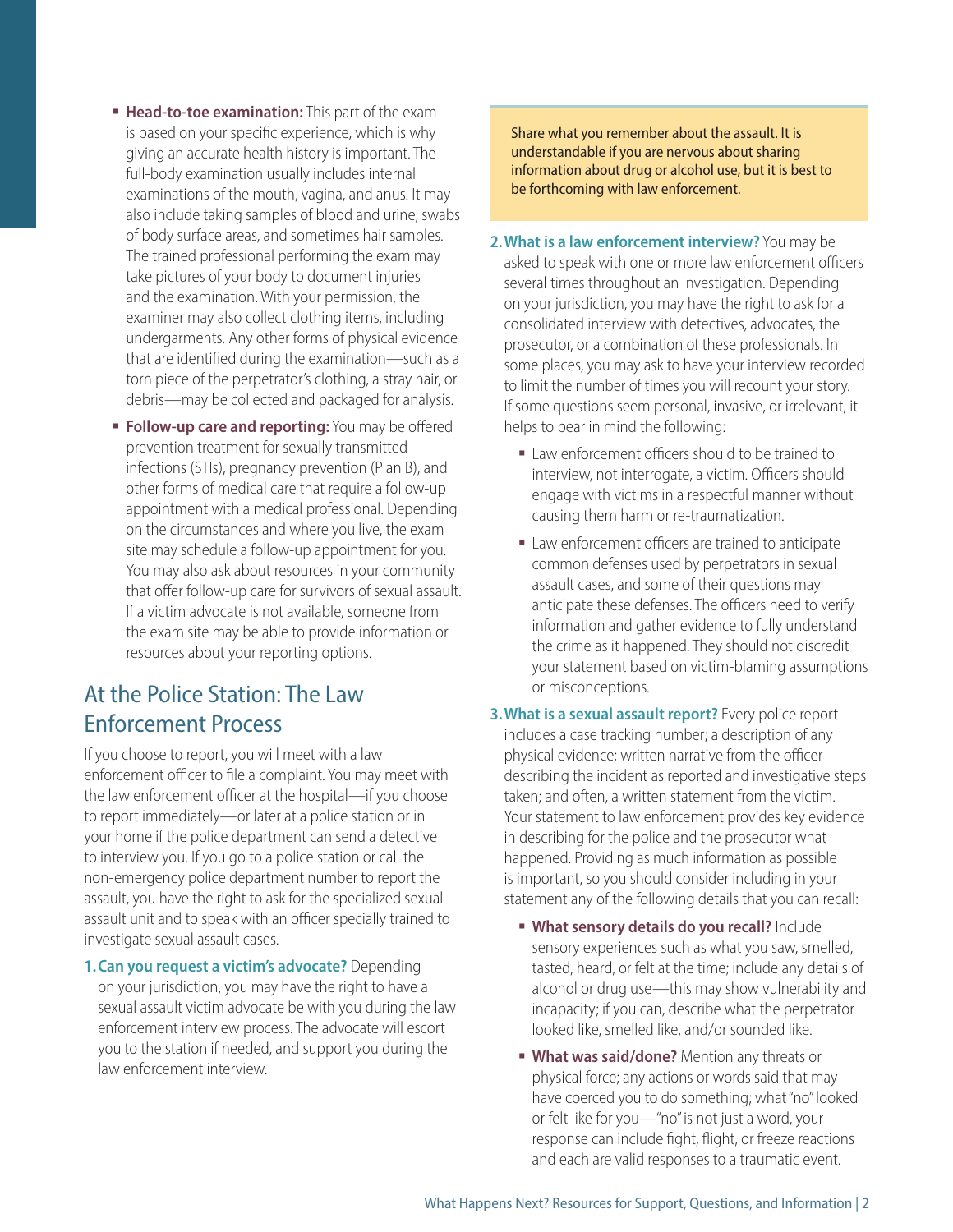- **Head-to-toe examination:** This part of the exam is based on your specific experience, which is why giving an accurate health history is important. The full-body examination usually includes internal examinations of the mouth, vagina, and anus. It may also include taking samples of blood and urine, swabs of body surface areas, and sometimes hair samples. The trained professional performing the exam may take pictures of your body to document injuries and the examination. With your permission, the examiner may also collect clothing items, including undergarments. Any other forms of physical evidence that are identified during the examination—such as a torn piece of the perpetrator's clothing, a stray hair, or debris—may be collected and packaged for analysis.
- **Follow-up care and reporting:** You may be offered prevention treatment for sexually transmitted infections (STIs), pregnancy prevention (Plan B), and other forms of medical care that require a follow-up appointment with a medical professional. Depending on the circumstances and where you live, the exam site may schedule a follow-up appointment for you. You may also ask about resources in your community that offer follow-up care for survivors of sexual assault. If a victim advocate is not available, someone from the exam site may be able to provide information or resources about your reporting options.

## At the Police Station: The Law Enforcement Process

If you choose to report, you will meet with a law enforcement officer to file a complaint. You may meet with the law enforcement officer at the hospital—if you choose to report immediately—or later at a police station or in your home if the police department can send a detective to interview you. If you go to a police station or call the non-emergency police department number to report the assault, you have the right to ask for the specialized sexual assault unit and to speak with an officer specially trained to investigate sexual assault cases.

1. **Can you request a victim's advocate?** Depending on your jurisdiction, you may have the right to have a sexual assault victim advocate be with you during the law enforcement interview process. The advocate will escort you to the station if needed, and support you during the law enforcement interview.

> Share what you remember about the assault. It is understandable if you are nervous about sharing information about drug or alcohol use, but it is best to be forthcoming with law enforcement.

2. **What is a law enforcement interview?** You may be asked to speak with one or more law enforcement officers several times throughout an investigation. Depending on your jurisdiction, you may have the right to ask for a consolidated interview with detectives, advocates, the prosecutor, or a combination of these professionals. In some places, you may ask to have your interview recorded to limit the number of times you will recount your story. If some questions seem personal, invasive, or irrelevant, it helps to bear in mind the following:
   - Law enforcement officers should to be trained to interview, not interrogate, a victim. Officers should engage with victims in a respectful manner without causing them harm or re-traumatization.
   - Law enforcement officers are trained to anticipate common defenses used by perpetrators in sexual assault cases, and some of their questions may anticipate these defenses. The officers need to verify information and gather evidence to fully understand the crime as it happened. They should not discredit your statement based on victim-blaming assumptions or misconceptions.
3. **What is a sexual assault report?** Every police report includes a case tracking number; a description of any physical evidence; written narrative from the officer describing the incident as reported and investigative steps taken; and often, a written statement from the victim. Your statement to law enforcement provides key evidence in describing for the police and the prosecutor what happened. Providing as much information as possible is important, so you should consider including in your statement any of the following details that you can recall:
   - **What sensory details do you recall?** Include sensory experiences such as what you saw, smelled, tasted, heard, or felt at the time; include any details of alcohol or drug use—this may show vulnerability and incapacity; if you can, describe what the perpetrator looked like, smelled like, and/or sounded like.
   - **What was said/done?** Mention any threats or physical force; any actions or words said that may have coerced you to do something; what "no" looked or felt like for you—"no" is not just a word, your response can include fight, flight, or freeze reactions and each are valid responses to a traumatic event.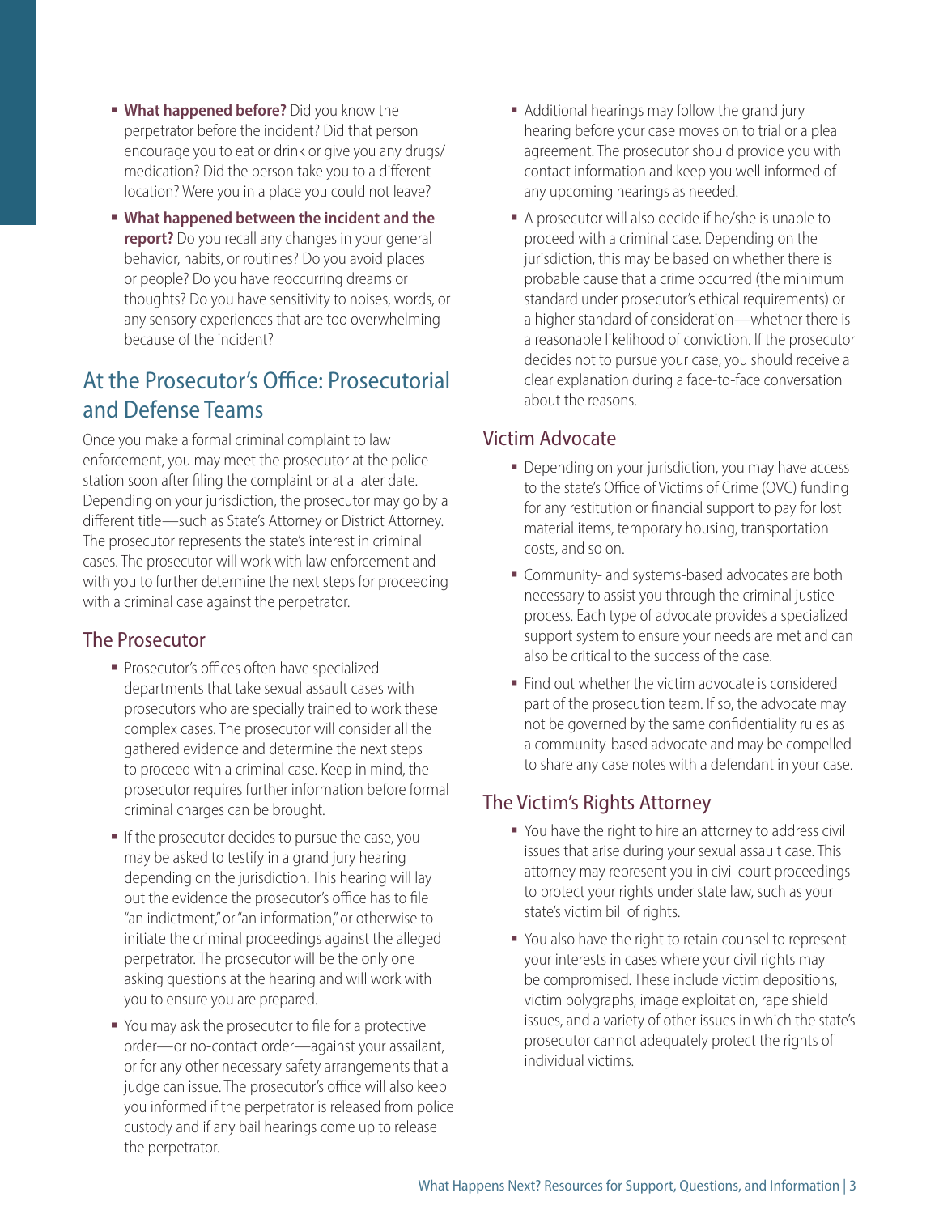- **What happened before?** Did you know the perpetrator before the incident? Did that person encourage you to eat or drink or give you any drugs/medication? Did the person take you to a different location? Were you in a place you could not leave?
- **What happened between the incident and the report?** Do you recall any changes in your general behavior, habits, or routines? Do you avoid places or people? Do you have reoccurring dreams or thoughts? Do you have sensitivity to noises, words, or any sensory experiences that are too overwhelming because of the incident?

## At the Prosecutor's Office: Prosecutorial and Defense Teams

Once you make a formal criminal complaint to law enforcement, you may meet the prosecutor at the police station soon after filing the complaint or at a later date. Depending on your jurisdiction, the prosecutor may go by a different title—such as State's Attorney or District Attorney. The prosecutor represents the state's interest in criminal cases. The prosecutor will work with law enforcement and with you to further determine the next steps for proceeding with a criminal case against the perpetrator.

### The Prosecutor

- Prosecutor's offices often have specialized departments that take sexual assault cases with prosecutors who are specially trained to work these complex cases. The prosecutor will consider all the gathered evidence and determine the next steps to proceed with a criminal case. Keep in mind, the prosecutor requires further information before formal criminal charges can be brought.
- If the prosecutor decides to pursue the case, you may be asked to testify in a grand jury hearing depending on the jurisdiction. This hearing will lay out the evidence the prosecutor's office has to file "an indictment," or "an information," or otherwise to initiate the criminal proceedings against the alleged perpetrator. The prosecutor will be the only one asking questions at the hearing and will work with you to ensure you are prepared.
- You may ask the prosecutor to file for a protective order—or no-contact order—against your assailant, or for any other necessary safety arrangements that a judge can issue. The prosecutor's office will also keep you informed if the perpetrator is released from police custody and if any bail hearings come up to release the perpetrator.
- Additional hearings may follow the grand jury hearing before your case moves on to trial or a plea agreement. The prosecutor should provide you with contact information and keep you well informed of any upcoming hearings as needed.
- A prosecutor will also decide if he/she is unable to proceed with a criminal case. Depending on the jurisdiction, this may be based on whether there is probable cause that a crime occurred (the minimum standard under prosecutor's ethical requirements) or a higher standard of consideration—whether there is a reasonable likelihood of conviction. If the prosecutor decides not to pursue your case, you should receive a clear explanation during a face-to-face conversation about the reasons.

### Victim Advocate

- Depending on your jurisdiction, you may have access to the state's Office of Victims of Crime (OVC) funding for any restitution or financial support to pay for lost material items, temporary housing, transportation costs, and so on.
- Community- and systems-based advocates are both necessary to assist you through the criminal justice process. Each type of advocate provides a specialized support system to ensure your needs are met and can also be critical to the success of the case.
- Find out whether the victim advocate is considered part of the prosecution team. If so, the advocate may not be governed by the same confidentiality rules as a community-based advocate and may be compelled to share any case notes with a defendant in your case.

### The Victim's Rights Attorney

- You have the right to hire an attorney to address civil issues that arise during your sexual assault case. This attorney may represent you in civil court proceedings to protect your rights under state law, such as your state's victim bill of rights.
- You also have the right to retain counsel to represent your interests in cases where your civil rights may be compromised. These include victim depositions, victim polygraphs, image exploitation, rape shield issues, and a variety of other issues in which the state's prosecutor cannot adequately protect the rights of individual victims.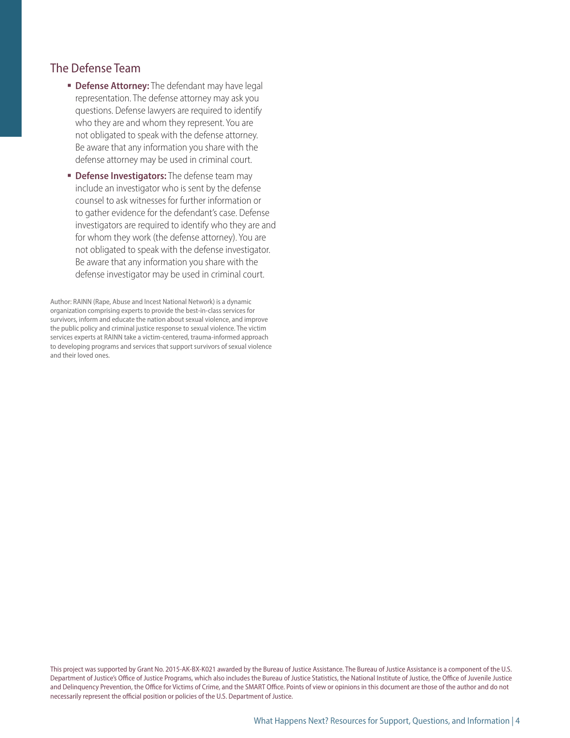## The Defense Team

- **Defense Attorney:** The defendant may have legal representation. The defense attorney may ask you questions. Defense lawyers are required to identify who they are and whom they represent. You are not obligated to speak with the defense attorney. Be aware that any information you share with the defense attorney may be used in criminal court.
- **Defense Investigators:** The defense team may include an investigator who is sent by the defense counsel to ask witnesses for further information or to gather evidence for the defendant's case. Defense investigators are required to identify who they are and for whom they work (the defense attorney). You are not obligated to speak with the defense investigator. Be aware that any information you share with the defense investigator may be used in criminal court.

Author: RAINN (Rape, Abuse and Incest National Network) is a dynamic organization comprising experts to provide the best-in-class services for survivors, inform and educate the nation about sexual violence, and improve the public policy and criminal justice response to sexual violence. The victim services experts at RAINN take a victim-centered, trauma-informed approach to developing programs and services that support survivors of sexual violence and their loved ones.

This project was supported by Grant No. 2015-AK-BX-K021 awarded by the Bureau of Justice Assistance. The Bureau of Justice Assistance is a component of the U.S. Department of Justice's Office of Justice Programs, which also includes the Bureau of Justice Statistics, the National Institute of Justice, the Office of Juvenile Justice and Delinquency Prevention, the Office for Victims of Crime, and the SMART Office. Points of view or opinions in this document are those of the author and do not necessarily represent the official position or policies of the U.S. Department of Justice.